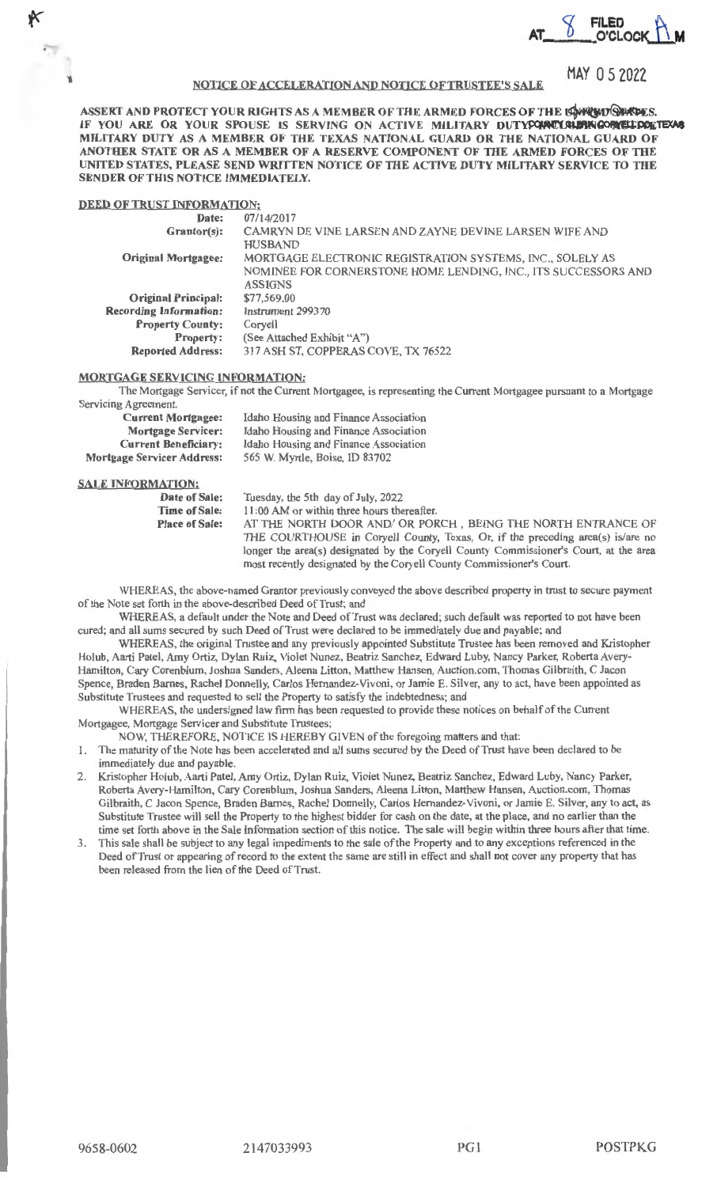AT 8 O'CLOCK A M FILED

MAY 0 5 2022

# NOTICE OF ACCELERATION AND NOTICE OF TRUSTEE'S SALE

**ASSERT AND PROTECT YOUR RIGHTS AS A MEMBER OF THE ARMED FORCES OF THE UNITED STATES. IF YOU ARE OR YOUR SPOUSE IS SERVING ON ACTIVE MILITARY DUTY, INCLUDING ACTIVE MILITARY DUTY AS A MEMBER OF THE TEXAS NATIONAL GUARD OR THE NATIONAL GUARD OF ANOTHER STATE OR AS A MEMBER OF A RESERVE COMPONENT OF THE ARMED FORCES OF THE UNITED STATES, PLEASE SEND WRITTEN NOTICE OF THE ACTIVE DUTY MILITARY SERVICE TO THE SENDER OF THIS NOTICE IMMEDIATELY.**

## DEED OF TRUST INFORMATION:

| | |
|---|---|
| **Date:** | 07/14/2017 |
| **Grantor(s):** | CAMRYN DE VINE LARSEN AND ZAYNE DEVINE LARSEN WIFE AND HUSBAND |
| **Original Mortgagee:** | MORTGAGE ELECTRONIC REGISTRATION SYSTEMS, INC., SOLELY AS NOMINEE FOR CORNERSTONE HOME LENDING, INC., ITS SUCCESSORS AND ASSIGNS |
| **Original Principal:** | $77,569.00 |
| **Recording Information:** | Instrument 299370 |
| **Property County:** | Coryell |
| **Property:** | (See Attached Exhibit "A") |
| **Reported Address:** | 317 ASH ST, COPPERAS COVE, TX 76522 |

## MORTGAGE SERVICING INFORMATION:

The Mortgage Servicer, if not the Current Mortgagee, is representing the Current Mortgagee pursuant to a Mortgage Servicing Agreement.

| | |
|---|---|
| **Current Mortgagee:** | Idaho Housing and Finance Association |
| **Mortgage Servicer:** | Idaho Housing and Finance Association |
| **Current Beneficiary:** | Idaho Housing and Finance Association |
| **Mortgage Servicer Address:** | 565 W. Myrtle, Boise, ID 83702 |

## SALE INFORMATION:

| | |
|---|---|
| **Date of Sale:** | Tuesday, the 5th day of July, 2022 |
| **Time of Sale:** | 11:00 AM or within three hours thereafter. |
| **Place of Sale:** | AT THE NORTH DOOR AND/ OR PORCH , BEING THE NORTH ENTRANCE OF THE COURTHOUSE in Coryell County, Texas, Or, if the preceding area(s) is/are no longer the area(s) designated by the Coryell County Commissioner's Court, at the area most recently designated by the Coryell County Commissioner's Court. |

WHEREAS, the above-named Grantor previously conveyed the above described property in trust to secure payment of the Note set forth in the above-described Deed of Trust; and

WHEREAS, a default under the Note and Deed of Trust was declared; such default was reported to not have been cured; and all sums secured by such Deed of Trust were declared to be immediately due and payable; and

WHEREAS, the original Trustee and any previously appointed Substitute Trustee has been removed and Kristopher Holub, Aarti Patel, Amy Ortiz, Dylan Ruiz, Violet Nunez, Beatriz Sanchez, Edward Luby, Nancy Parker, Roberta Avery-Hamilton, Cary Corenblum, Joshua Sanders, Aleena Litton, Matthew Hansen, Auction.com, Thomas Gilbraith, C Jacon Spence, Braden Barnes, Rachel Donnelly, Carlos Hernandez-Vivoni, or Jamie E. Silver, any to act, have been appointed as Substitute Trustees and requested to sell the Property to satisfy the indebtedness; and

WHEREAS, the undersigned law firm has been requested to provide these notices on behalf of the Current Mortgagee, Mortgage Servicer and Substitute Trustees;

NOW, THEREFORE, NOTICE IS HEREBY GIVEN of the foregoing matters and that:

1. The maturity of the Note has been accelerated and all sums secured by the Deed of Trust have been declared to be immediately due and payable.
2. Kristopher Holub, Aarti Patel, Amy Ortiz, Dylan Ruiz, Violet Nunez, Beatriz Sanchez, Edward Luby, Nancy Parker, Roberta Avery-Hamilton, Cary Corenblum, Joshua Sanders, Aleena Litton, Matthew Hansen, Auction.com, Thomas Gilbraith, C Jacon Spence, Braden Barnes, Rachel Donnelly, Carlos Hernandez-Vivoni, or Jamie E. Silver, any to act, as Substitute Trustee will sell the Property to the highest bidder for cash on the date, at the place, and no earlier than the time set forth above in the Sale Information section of this notice. The sale will begin within three hours after that time.
3. This sale shall be subject to any legal impediments to the sale of the Property and to any exceptions referenced in the Deed of Trust or appearing of record to the extent the same are still in effect and shall not cover any property that has been released from the lien of the Deed of Trust.

9658-0602 2147033993 PG1 POSTPKG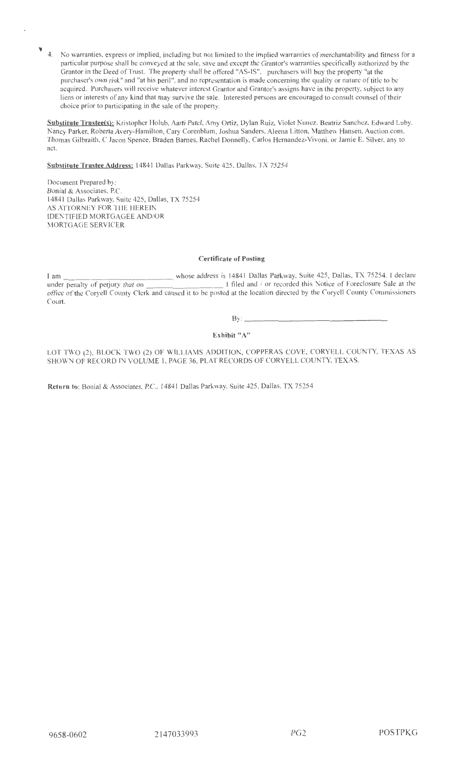4. No warranties, express or implied, including but not limited to the implied warranties of merchantability and fitness for a particular purpose shall be conveyed at the sale, save and except the Grantor's warranties specifically authorized by the Grantor in the Deed of Trust. The property shall be offered "AS-IS", purchasers will buy the property "at the purchaser's own risk" and "at his peril", and no representation is made concerning the quality or nature of title to be acquired. Purchasers will receive whatever interest Grantor and Grantor's assigns have in the property, subject to any liens or interests of any kind that may survive the sale. Interested persons are encouraged to consult counsel of their choice prior to participating in the sale of the property.

**Substitute Trustee(s):** Kristopher Holub, Aarti Patel, Amy Ortiz, Dylan Ruiz, Violet Nunez, Beatriz Sanchez, Edward Luby, Nancy Parker, Roberta Avery-Hamilton, Cary Corenblum, Joshua Sanders, Aleena Litton, Matthew Hansen, Auction.com, Thomas Gilbraith, C Jacon Spence, Braden Barnes, Rachel Donnelly, Carlos Hernandez-Vivoni, or Jamie E. Silver, any to act.

**Substitute Trustee Address:** 14841 Dallas Parkway, Suite 425, Dallas, TX 75254

Document Prepared by:
Bonial & Associates, P.C.
14841 Dallas Parkway, Suite 425, Dallas, TX 75254
AS ATTORNEY FOR THE HEREIN
IDENTIFIED MORTGAGEE AND/OR
MORTGAGE SERVICER

**Certificate of Posting**

I am \_\_\_\_\_\_\_\_\_\_\_\_\_\_\_\_\_\_\_\_\_\_\_\_\_\_\_\_ whose address is 14841 Dallas Parkway, Suite 425, Dallas, TX 75254. I declare under penalty of perjury that on \_\_\_\_\_\_\_\_\_\_\_\_\_\_\_\_\_\_\_\_ I filed and / or recorded this Notice of Foreclosure Sale at the office of the Coryell County Clerk and caused it to be posted at the location directed by the Coryell County Commissioners Court.

By: \_\_\_\_\_\_\_\_\_\_\_\_\_\_\_\_\_\_\_\_\_\_\_\_\_\_\_\_\_\_\_\_\_\_\_\_

**Exhibit "A"**

LOT TWO (2), BLOCK TWO (2) OF WILLIAMS ADDITION, COPPERAS COVE, CORYELL COUNTY, TEXAS AS SHOWN OF RECORD IN VOLUME 1, PAGE 36, PLAT RECORDS OF CORYELL COUNTY, TEXAS.

**Return to:** Bonial & Associates, P.C., 14841 Dallas Parkway, Suite 425, Dallas, TX 75254

9658-0602 2147033993 PG2 POSTPKG